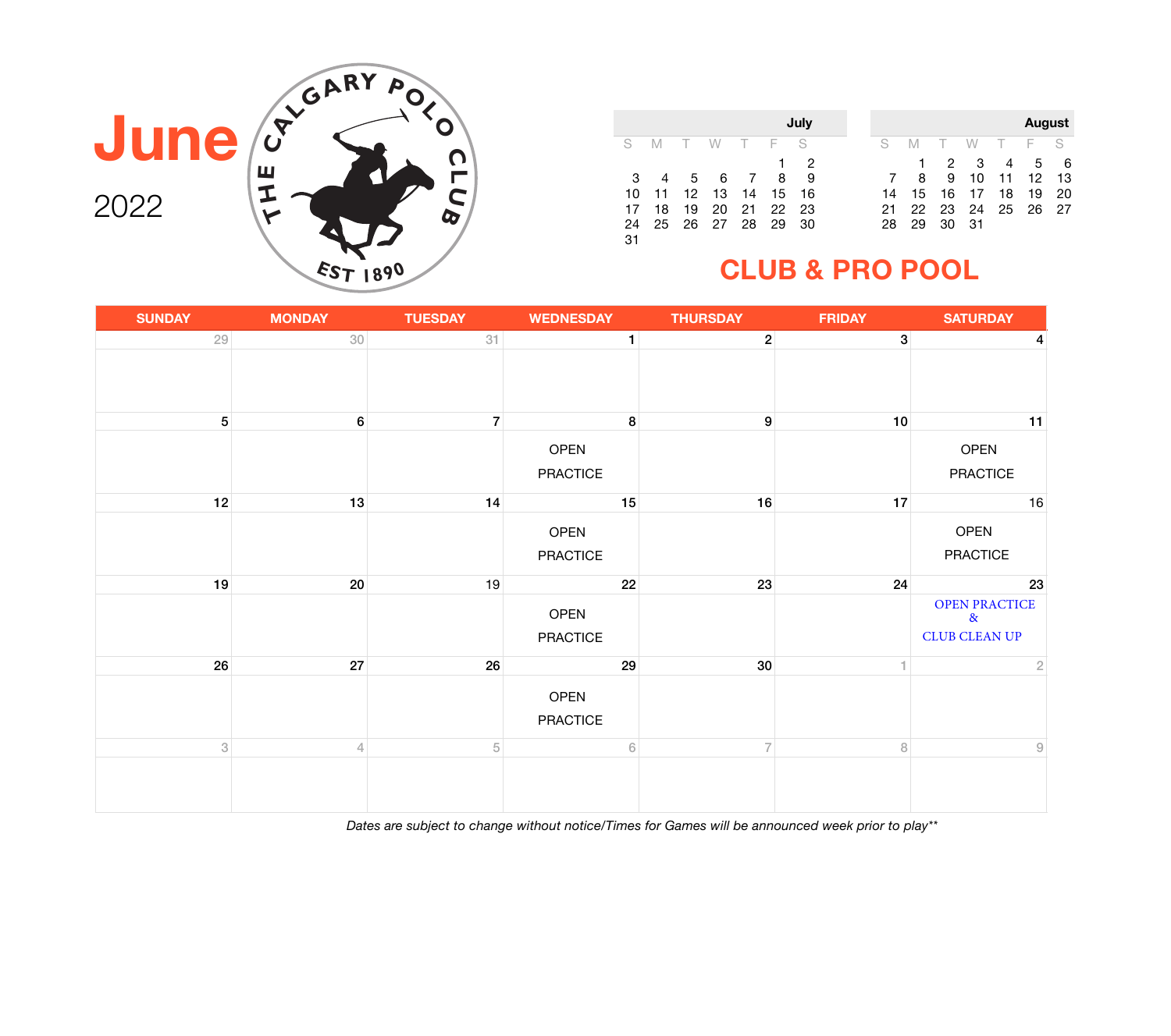# June

2022

THE CALGARY POLO CLUB

EST 1890

| July | | | | | | |
|---|---|---|---|---|---|---|
| S | M | T | W | T | F | S |
| | | | | | 1 | 2 |
| 3 | 4 | 5 | 6 | 7 | 8 | 9 |
| 10 | 11 | 12 | 13 | 14 | 15 | 16 |
| 17 | 18 | 19 | 20 | 21 | 22 | 23 |
| 24 | 25 | 26 | 27 | 28 | 29 | 30 |
| 31 | | | | | | |

| August | | | | | | |
|---|---|---|---|---|---|---|
| S | M | T | W | T | F | S |
| | 1 | 2 | 3 | 4 | 5 | 6 |
| 7 | 8 | 9 | 10 | 11 | 12 | 13 |
| 14 | 15 | 16 | 17 | 18 | 19 | 20 |
| 21 | 22 | 23 | 24 | 25 | 26 | 27 |
| 28 | 29 | 30 | 31 | | | |

## CLUB & PRO POOL

| SUNDAY | MONDAY | TUESDAY | WEDNESDAY | THURSDAY | FRIDAY | SATURDAY |
|---|---|---|---|---|---|---|
| 29 | 30 | 31 | 1 | 2 | 3 | 4 |
| 5 | 6 | 7 | 8 OPEN PRACTICE | 9 | 10 | 11 OPEN PRACTICE |
| 12 | 13 | 14 | 15 OPEN PRACTICE | 16 | 17 | 16 OPEN PRACTICE |
| 19 | 20 | 19 | 22 OPEN PRACTICE | 23 | 24 | 23 OPEN PRACTICE & CLUB CLEAN UP |
| 26 | 27 | 26 | 29 OPEN PRACTICE | 30 | 1 | 2 |
| 3 | 4 | 5 | 6 | 7 | 8 | 9 |

*Dates are subject to change without notice/Times for Games will be announced week prior to play***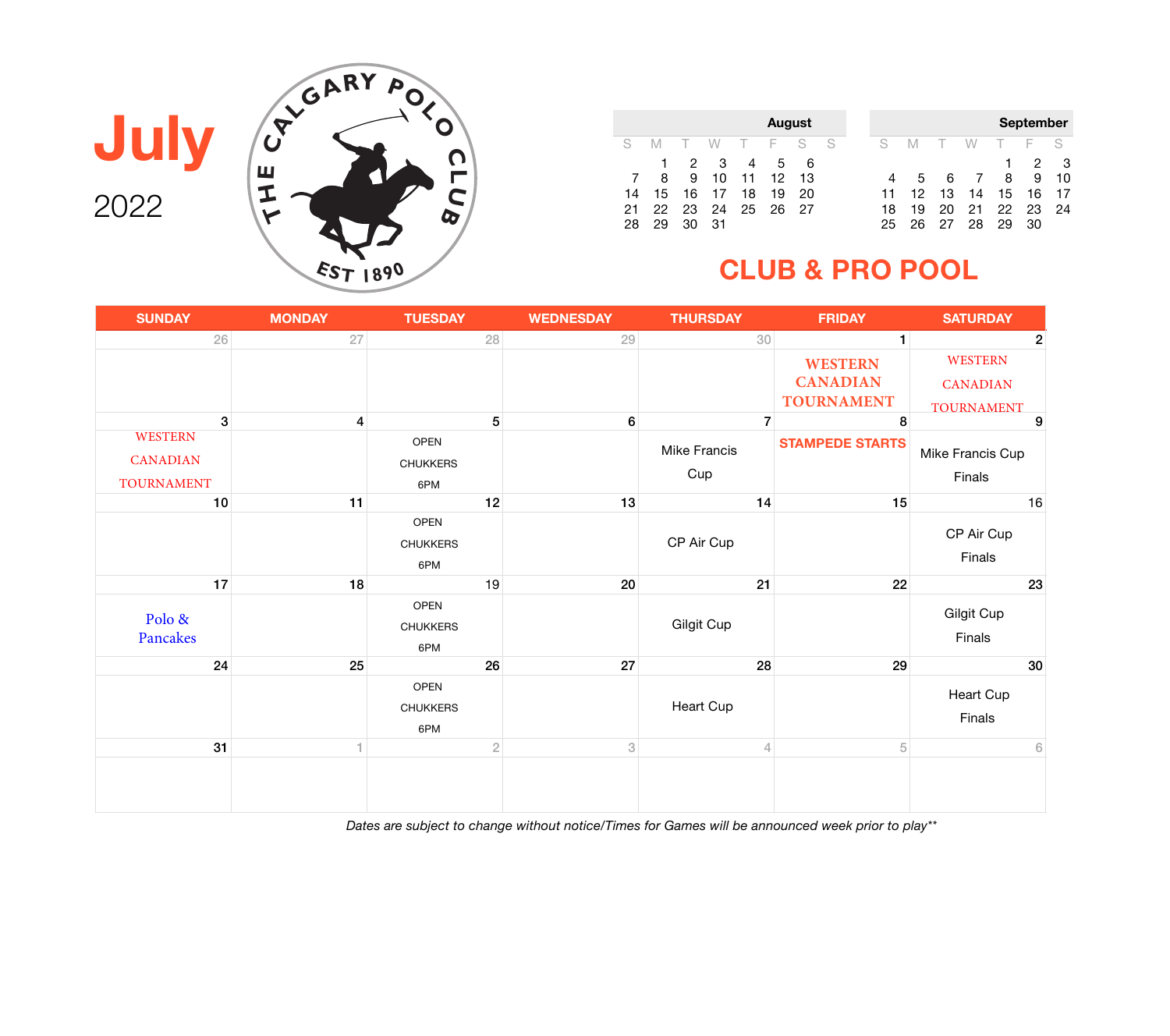# July

2022

THE CALGARY POLO CLUB
EST 1890

**August**

| S | M | T | W | T | F | S |
|---|---|---|---|---|---|---|
| | 1 | 2 | 3 | 4 | 5 | 6 |
| 7 | 8 | 9 | 10 | 11 | 12 | 13 |
| 14 | 15 | 16 | 17 | 18 | 19 | 20 |
| 21 | 22 | 23 | 24 | 25 | 26 | 27 |
| 28 | 29 | 30 | 31 | | | |

**September**

| S | M | T | W | T | F | S |
|---|---|---|---|---|---|---|
| | | | | 1 | 2 | 3 |
| 4 | 5 | 6 | 7 | 8 | 9 | 10 |
| 11 | 12 | 13 | 14 | 15 | 16 | 17 |
| 18 | 19 | 20 | 21 | 22 | 23 | 24 |
| 25 | 26 | 27 | 28 | 29 | 30 | |

## CLUB & PRO POOL

| SUNDAY | MONDAY | TUESDAY | WEDNESDAY | THURSDAY | FRIDAY | SATURDAY |
|---|---|---|---|---|---|---|
| 26 | 27 | 28 | 29 | 30 | 1 WESTERN CANADIAN TOURNAMENT | 2 WESTERN CANADIAN TOURNAMENT |
| 3 WESTERN CANADIAN TOURNAMENT | 4 | 5 OPEN CHUKKERS 6PM | 6 | 7 Mike Francis Cup | 8 STAMPEDE STARTS | 9 Mike Francis Cup Finals |
| 10 | 11 | 12 OPEN CHUKKERS 6PM | 13 | 14 CP Air Cup | 15 | 16 CP Air Cup Finals |
| 17 Polo & Pancakes | 18 | 19 OPEN CHUKKERS 6PM | 20 | 21 Gilgit Cup | 22 | 23 Gilgit Cup Finals |
| 24 | 25 | 26 OPEN CHUKKERS 6PM | 27 | 28 Heart Cup | 29 | 30 Heart Cup Finals |
| 31 | 1 | 2 | 3 | 4 | 5 | 6 |

*Dates are subject to change without notice/Times for Games will be announced week prior to play***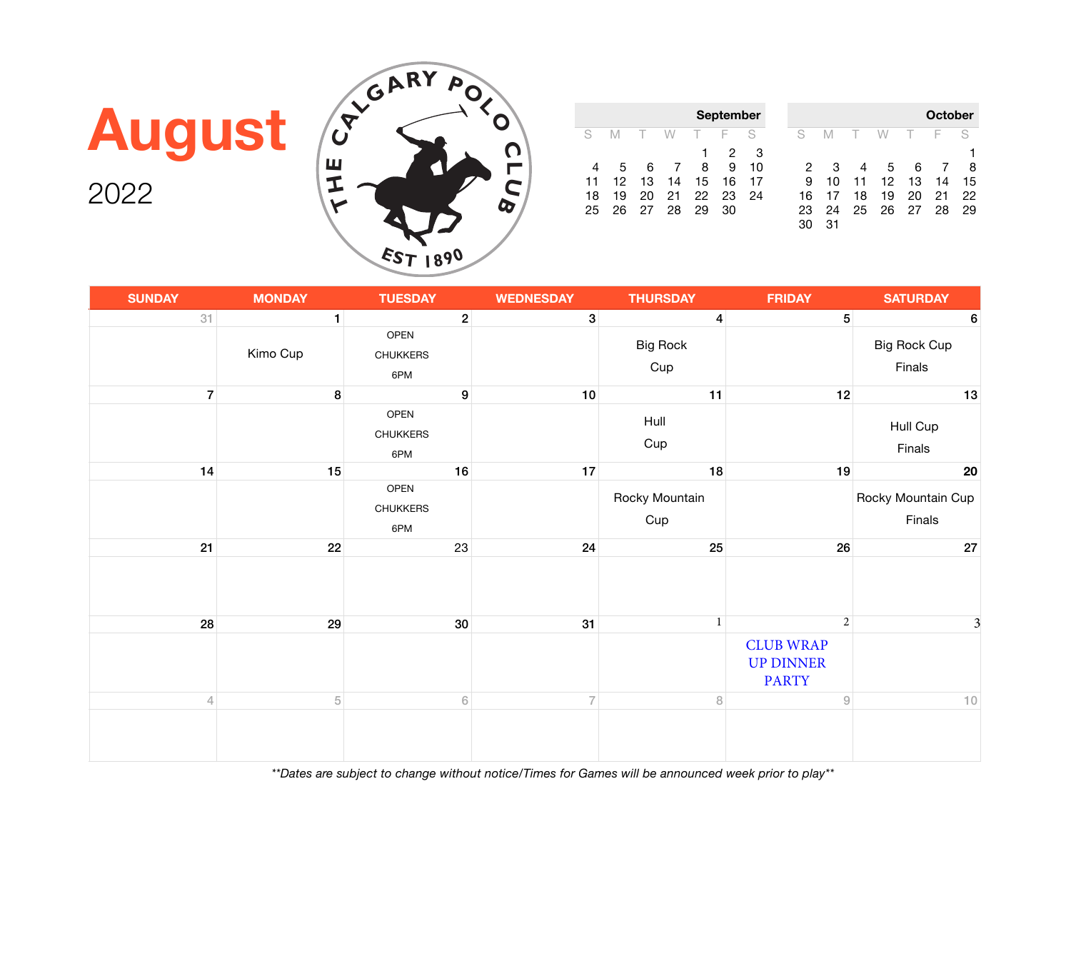# August

2022

THE CALGARY POLO CLUB
EST 1890

**September**

| S | M | T | W | T | F | S |
|---|---|---|---|---|---|---|
| | | | | 1 | 2 | 3 |
| 4 | 5 | 6 | 7 | 8 | 9 | 10 |
| 11 | 12 | 13 | 14 | 15 | 16 | 17 |
| 18 | 19 | 20 | 21 | 22 | 23 | 24 |
| 25 | 26 | 27 | 28 | 29 | 30 | |

**October**

| S | M | T | W | T | F | S |
|---|---|---|---|---|---|---|
| | | | | | | 1 |
| 2 | 3 | 4 | 5 | 6 | 7 | 8 |
| 9 | 10 | 11 | 12 | 13 | 14 | 15 |
| 16 | 17 | 18 | 19 | 20 | 21 | 22 |
| 23 | 24 | 25 | 26 | 27 | 28 | 29 |
| 30 | 31 | | | | | |

| SUNDAY | MONDAY | TUESDAY | WEDNESDAY | THURSDAY | FRIDAY | SATURDAY |
|---|---|---|---|---|---|---|
| 31 | 1<br>Kimo Cup | 2<br>OPEN CHUKKERS 6PM | 3 | 4<br>Big Rock Cup | 5 | 6<br>Big Rock Cup Finals |
| 7 | 8 | 9<br>OPEN CHUKKERS 6PM | 10 | 11<br>Hull Cup | 12 | 13<br>Hull Cup Finals |
| 14 | 15 | 16<br>OPEN CHUKKERS 6PM | 17 | 18<br>Rocky Mountain Cup | 19 | 20<br>Rocky Mountain Cup Finals |
| 21 | 22 | 23 | 24 | 25 | 26 | 27 |
| 28 | 29 | 30 | 31 | 1 | 2<br>CLUB WRAP UP DINNER PARTY | 3 |
| 4 | 5 | 6 | 7 | 8 | 9 | 10 |

*\*\*Dates are subject to change without notice/Times for Games will be announced week prior to play\*\**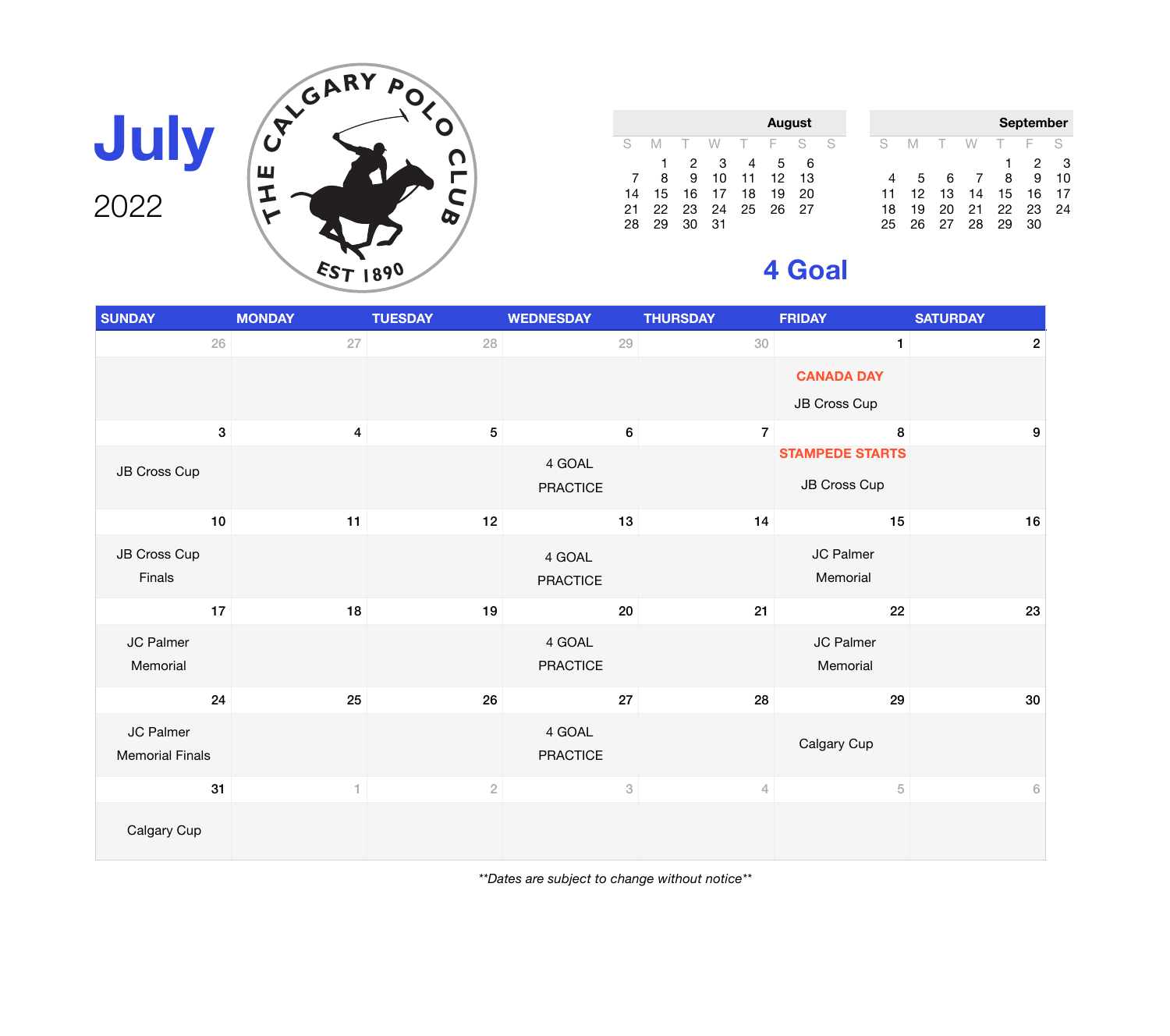# July

2022

THE CALGARY POLO CLUB
EST 1890

| August | | | | | | |
|---|---|---|---|---|---|---|
| S | M | T | W | T | F | S |
| | 1 | 2 | 3 | 4 | 5 | 6 |
| 7 | 8 | 9 | 10 | 11 | 12 | 13 |
| 14 | 15 | 16 | 17 | 18 | 19 | 20 |
| 21 | 22 | 23 | 24 | 25 | 26 | 27 |
| 28 | 29 | 30 | 31 | | | |

| September | | | | | | |
|---|---|---|---|---|---|---|
| S | M | T | W | T | F | S |
| | | | | 1 | 2 | 3 |
| 4 | 5 | 6 | 7 | 8 | 9 | 10 |
| 11 | 12 | 13 | 14 | 15 | 16 | 17 |
| 18 | 19 | 20 | 21 | 22 | 23 | 24 |
| 25 | 26 | 27 | 28 | 29 | 30 | |

## 4 Goal

| SUNDAY | MONDAY | TUESDAY | WEDNESDAY | THURSDAY | FRIDAY | SATURDAY |
|---|---|---|---|---|---|---|
| 26 | 27 | 28 | 29 | 30 | 1<br>**CANADA DAY**<br>JB Cross Cup | 2 |
| 3<br>JB Cross Cup | 4 | 5 | 6<br>4 GOAL PRACTICE | 7 | 8<br>**STAMPEDE STARTS**<br>JB Cross Cup | 9 |
| 10<br>JB Cross Cup Finals | 11 | 12 | 13<br>4 GOAL PRACTICE | 14 | 15<br>JC Palmer Memorial | 16 |
| 17<br>JC Palmer Memorial | 18 | 19 | 20<br>4 GOAL PRACTICE | 21 | 22<br>JC Palmer Memorial | 23 |
| 24<br>JC Palmer Memorial Finals | 25 | 26 | 27<br>4 GOAL PRACTICE | 28 | 29<br>Calgary Cup | 30 |
| 31<br>Calgary Cup | 1 | 2 | 3 | 4 | 5 | 6 |

*\*\*Dates are subject to change without notice\*\**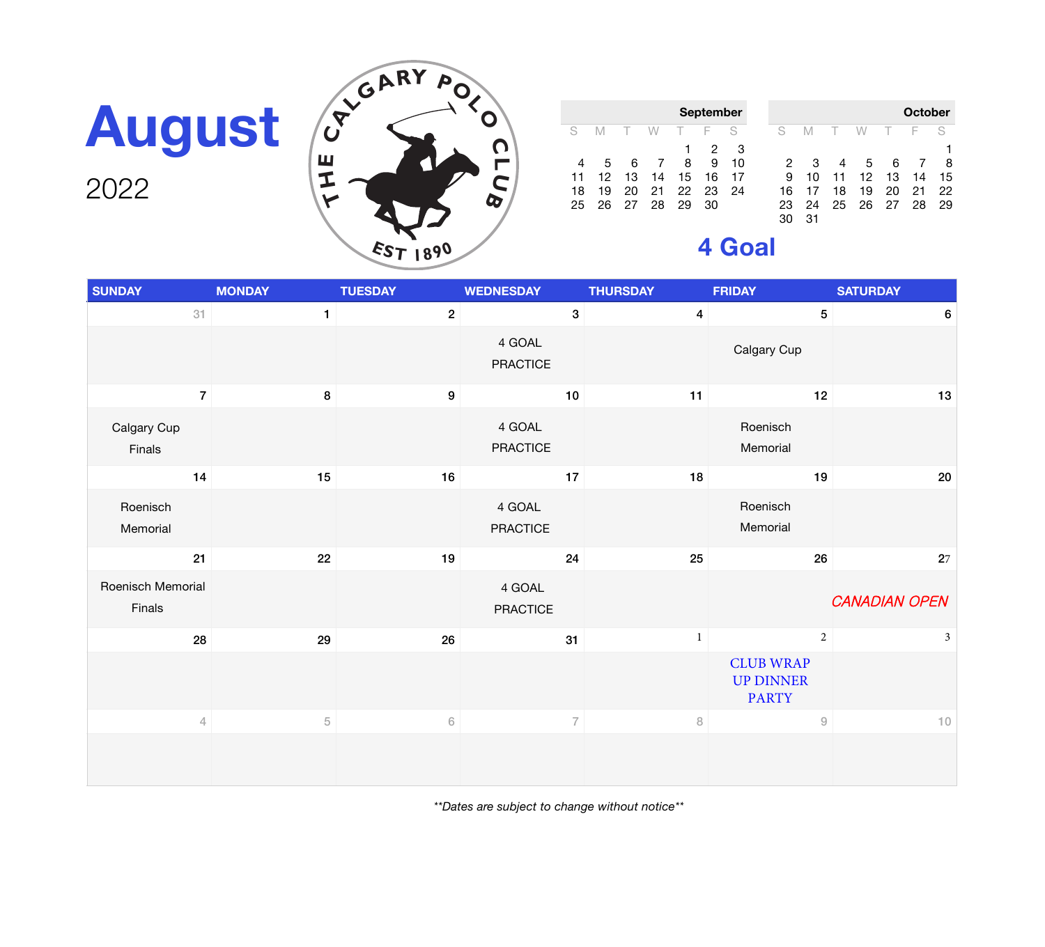# August

2022

THE CALGARY POLO CLUB
EST 1890

| September | | | | | | |
|---|---|---|---|---|---|---|
| S | M | T | W | T | F | S |
| | | | | 1 | 2 | 3 |
| 4 | 5 | 6 | 7 | 8 | 9 | 10 |
| 11 | 12 | 13 | 14 | 15 | 16 | 17 |
| 18 | 19 | 20 | 21 | 22 | 23 | 24 |
| 25 | 26 | 27 | 28 | 29 | 30 | |

| October | | | | | | |
|---|---|---|---|---|---|---|
| S | M | T | W | T | F | S |
| | | | | | | 1 |
| 2 | 3 | 4 | 5 | 6 | 7 | 8 |
| 9 | 10 | 11 | 12 | 13 | 14 | 15 |
| 16 | 17 | 18 | 19 | 20 | 21 | 22 |
| 23 | 24 | 25 | 26 | 27 | 28 | 29 |
| 30 | 31 | | | | | |

## 4 Goal

| SUNDAY | MONDAY | TUESDAY | WEDNESDAY | THURSDAY | FRIDAY | SATURDAY |
|---|---|---|---|---|---|---|
| 31 | 1 | 2 | 3 | 4 | 5 | 6 |
| | | | 4 GOAL PRACTICE | | Calgary Cup | |
| 7 | 8 | 9 | 10 | 11 | 12 | 13 |
| Calgary Cup Finals | | | 4 GOAL PRACTICE | | Roenisch Memorial | |
| 14 | 15 | 16 | 17 | 18 | 19 | 20 |
| Roenisch Memorial | | | 4 GOAL PRACTICE | | Roenisch Memorial | |
| 21 | 22 | 19 | 24 | 25 | 26 | 27 |
| Roenisch Memorial Finals | | | 4 GOAL PRACTICE | | | CANADIAN OPEN |
| 28 | 29 | 26 | 31 | 1 | 2 | 3 |
| | | | | | CLUB WRAP UP DINNER PARTY | |
| 4 | 5 | 6 | 7 | 8 | 9 | 10 |
| | | | | | | |

*\*\*Dates are subject to change without notice\*\**